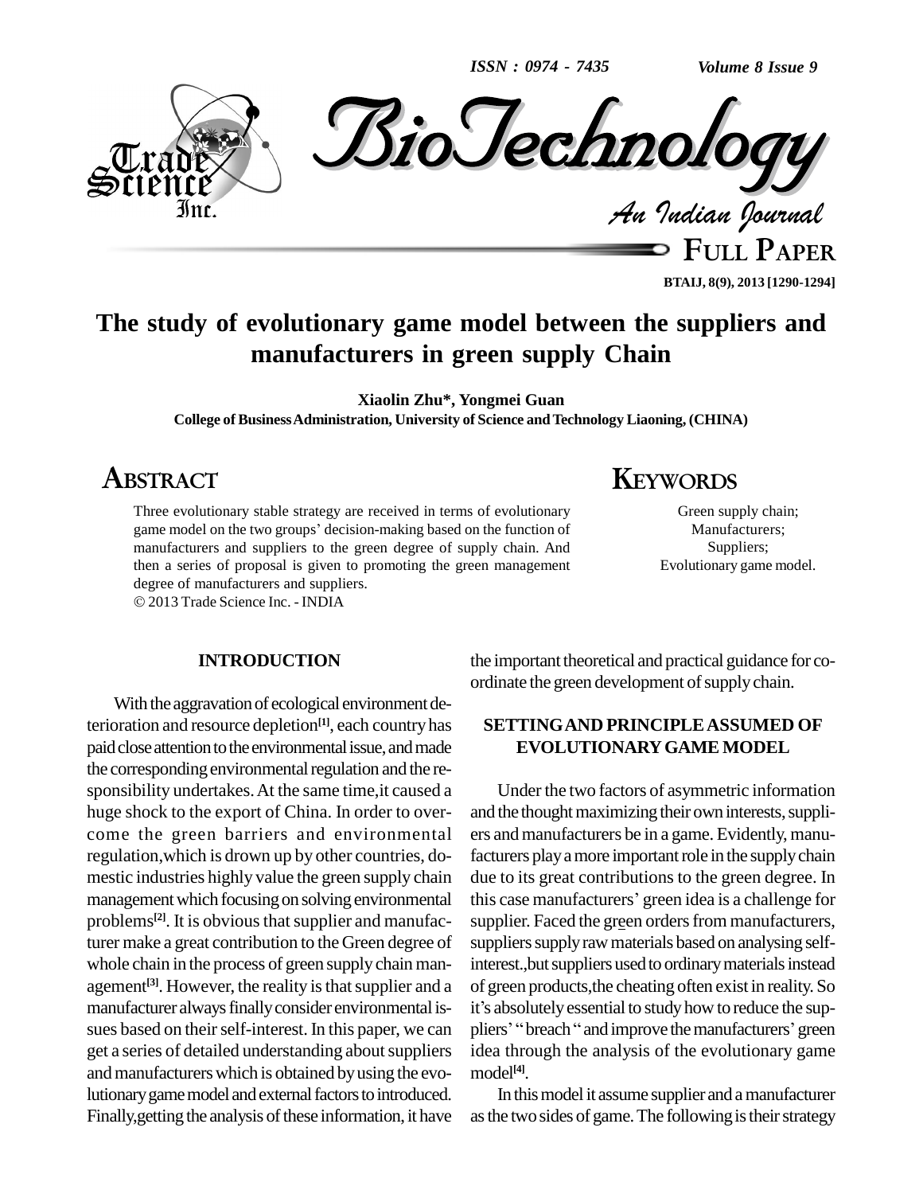# The study of evolutionary game model between the suppliers and manufacturers in green supply Chain

**Xiaolin Zhu\*, Yongmei Guan**

**College of Business Administration, University of Science and Technology Liaoning, (CHINA)**

## ABSTRACT

Three evolutionary stable strategy are received in terms of evolutionary game model on the two groups' decision-making based on the function of manufacturers and suppliers to the green degree of supply chain. And then a series of proposal is given to promoting the green management degree of manufacturers and suppliers.

© 2013 Trade Science Inc. - INDIA

## KEYWORDS

Green supply chain;
Manufacturers;
Suppliers;
Evolutionary game model.

## INTRODUCTION

With the aggravation of ecological environment deterioration and resource depletion[1], each country has paid close attention to the environmental issue, and made the corresponding environmental regulation and the responsibility undertakes. At the same time,it caused a huge shock to the export of China. In order to overcome the green barriers and environmental regulation,which is drown up by other countries, domestic industries highly value the green supply chain management which focusing on solving environmental problems[2]. It is obvious that supplier and manufacturer make a great contribution to the Green degree of whole chain in the process of green supply chain management[3]. However, the reality is that supplier and a manufacturer always finally consider environmental issues based on their self-interest. In this paper, we can get a series of detailed understanding about suppliers and manufacturers which is obtained by using the evolutionary game model and external factors to introduced. Finally,getting the analysis of these information, it have the important theoretical and practical guidance for coordinate the green development of supply chain.

## SETTING AND PRINCIPLE ASSUMED OF EVOLUTIONARY GAME MODEL

Under the two factors of asymmetric information and the thought maximizing their own interests, suppliers and manufacturers be in a game. Evidently, manufacturers play a more important role in the supply chain due to its great contributions to the green degree. In this case manufacturers' green idea is a challenge for supplier. Faced the green orders from manufacturers, suppliers supply raw materials based on analysing self-interest.,but suppliers used to ordinary materials instead of green products,the cheating often exist in reality. So it's absolutely essential to study how to reduce the suppliers' "breach " and improve the manufacturers' green idea through the analysis of the evolutionary game model[4].

In this model it assume supplier and a manufacturer as the two sides of game. The following is their strategy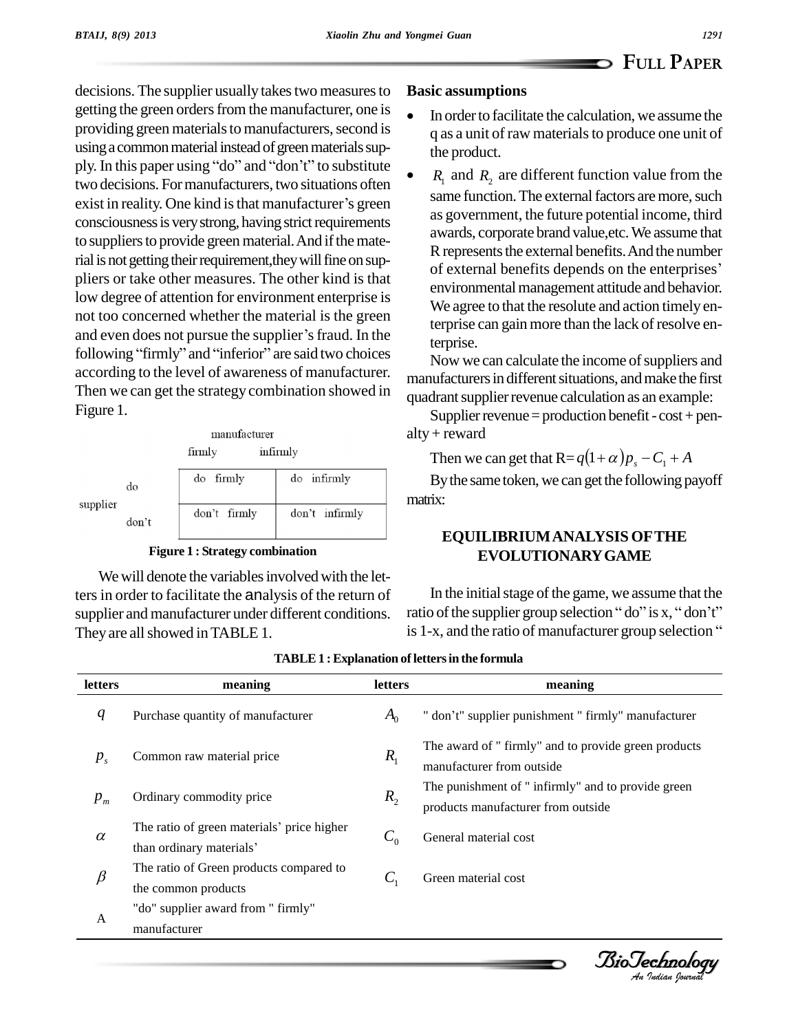decisions. The supplier usually takes two measures to getting the green orders from the manufacturer, one is providing green materials to manufacturers, second is using a common material instead of green materials supply. In this paper using "do" and "don't" to substitute two decisions. For manufacturers, two situations often exist in reality. One kind is that manufacturer's green consciousness is very strong, having strict requirements to suppliers to provide green material. And if the material is not getting their requirement,they will fine on suppliers or take other measures. The other kind is that low degree of attention for environment enterprise is not too concerned whether the material is the green and even does not pursue the supplier's fraud. In the following "firmly" and "inferior" are said two choices according to the level of awareness of manufacturer. Then we can get the strategy combination showed in Figure 1.

| | | manufacturer | |
|---|---|---|---|
| | | firmly | infirmly |
| supplier | do | do firmly | do infirmly |
| | don't | don't firmly | don't infirmly |

**Figure 1 : Strategy combination**

We will denote the variables involved with the letters in order to facilitate the analysis of the return of supplier and manufacturer under different conditions. They are all showed in TABLE 1.

**Basic assumptions**

- In order to facilitate the calculation, we assume the q as a unit of raw materials to produce one unit of the product.
- $R_1$ and $R_2$ are different function value from the same function. The external factors are more, such as government, the future potential income, third awards, corporate brand value,etc. We assume that R represents the external benefits. And the number of external benefits depends on the enterprises' environmental management attitude and behavior. We agree to that the resolute and action timely enterprise can gain more than the lack of resolve enterprise.

Now we can calculate the income of suppliers and manufacturers in different situations, and make the first quadrant supplier revenue calculation as an example:

Supplier revenue = production benefit - cost + penalty + reward

Then we can get that R= $q(1+\alpha)p_s - C_1 + A$

By the same token, we can get the following payoff matrix:

## EQUILIBRIUM ANALYSIS OF THE EVOLUTIONARY GAME

In the initial stage of the game, we assume that the ratio of the supplier group selection " do" is x, " don't" is 1-x, and the ratio of manufacturer group selection "

**TABLE 1 : Explanation of letters in the formula**

| letters | meaning | letters | meaning |
|---|---|---|---|
| $q$ | Purchase quantity of manufacturer | $A_0$ | " don't" supplier punishment " firmly" manufacturer |
| $p_s$ | Common raw material price | $R_1$ | The award of " firmly" and to provide green products manufacturer from outside |
| $p_m$ | Ordinary commodity price | $R_2$ | The punishment of " infirmly" and to provide green products manufacturer from outside |
| $\alpha$ | The ratio of green materials' price higher than ordinary materials' | $C_0$ | General material cost |
| $\beta$ | The ratio of Green products compared to the common products | $C_1$ | Green material cost |
| A | "do" supplier award from " firmly" manufacturer | | |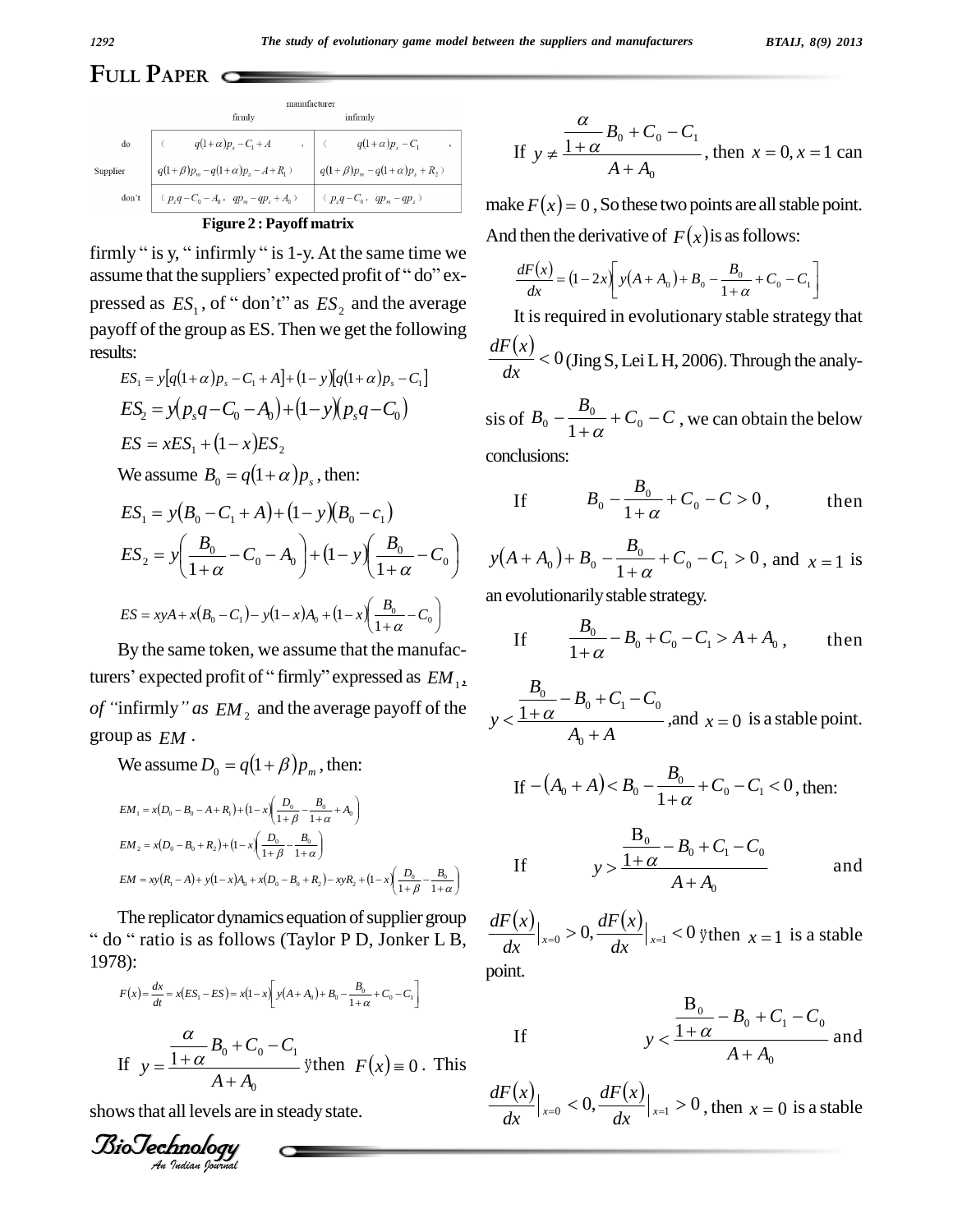## FULL PAPER

| | | manufacturer | |
|---|---|---|---|
| | | firmly | infirmly |
| Supplier | do | ( $q(1+\alpha)p_s - C_1 + A$ , $q(1+\beta)p_m - q(1+\alpha)p_s - A + R_1$ ) | ( $q(1+\alpha)p_s - C_1$ , $q(1+\beta)p_m - q(1+\alpha)p_s + R_2$ ) |
| | don't | ( $p_s q - C_0 - A_0$ , $qp_m - qp_s + A_0$ ) | ( $p_s q - C_0$ , $qp_m - qp_s$ ) |

**Figure 2 : Payoff matrix**

firmly " is y, " infirmly " is 1-y. At the same time we assume that the suppliers' expected profit of " do" expressed as $ES_1$, of " don't" as $ES_2$ and the average payoff of the group as ES. Then we get the following results:

$$ES_1 = y[q(1+\alpha)p_s - C_1 + A] + (1-y)[q(1+\alpha)p_s - C_1]$$

$$ES_2 = y(p_s q - C_0 - A_0) + (1-y)(p_s q - C_0)$$

$$ES = xES_1 + (1-x)ES_2$$

We assume $B_0 = q(1+\alpha)p_s$, then:

$$ES_1 = y(B_0 - C_1 + A) + (1-y)(B_0 - c_1)$$

$$ES_2 = y\left(\frac{B_0}{1+\alpha} - C_0 - A_0\right) + (1-y)\left(\frac{B_0}{1+\alpha} - C_0\right)$$

$$ES = xyA + x(B_0 - C_1) - y(1-x)A_0 + (1-x)\left(\frac{B_0}{1+\alpha} - C_0\right)$$

By the same token, we assume that the manufacturers' expected profit of " firmly" expressed as $EM_1$, *of "*infirmly*" as* $EM_2$ and the average payoff of the group as $EM$.

We assume $D_0 = q(1+\beta)p_m$, then:

$$EM_1 = x(D_0 - B_0 - A + R_1) + (1-x)\left(\frac{D_0}{1+\beta} - \frac{B_0}{1+\alpha} + A_0\right)$$

$$EM_2 = x(D_0 - B_0 + R_2) + (1-x)\left(\frac{D_0}{1+\beta} - \frac{B_0}{1+\alpha}\right)$$

$$EM = xy(R_1 - A) + y(1-x)A_0 + x(D_0 - B_0 + R_2) - xyR_2 + (1-x)\left(\frac{D_0}{1+\beta} - \frac{B_0}{1+\alpha}\right)$$

The replicator dynamics equation of supplier group " do " ratio is as follows (Taylor P D, Jonker L B, 1978):

$$F(x) = \frac{dx}{dt} = x(ES_1 - ES) = x(1-x)\left[y(A + A_0) + B_0 - \frac{B_0}{1+\alpha} + C_0 - C_1\right]$$

If $y = \dfrac{\frac{\alpha}{1+\alpha}B_0 + C_0 - C_1}{A + A_0}$, then $F(x) \equiv 0$. This shows that all levels are in steady state.

If $y \neq \dfrac{\frac{\alpha}{1+\alpha}B_0 + C_0 - C_1}{A + A_0}$, then $x = 0, x = 1$ can make $F(x) = 0$, So these two points are all stable point. And then the derivative of $F(x)$ is as follows:

$$\frac{dF(x)}{dx} = (1-2x)\left[y(A + A_0) + B_0 - \frac{B_0}{1+\alpha} + C_0 - C_1\right]$$

It is required in evolutionary stable strategy that $\dfrac{dF(x)}{dx} < 0$ (Jing S, Lei L H, 2006). Through the analysis of $B_0 - \dfrac{B_0}{1+\alpha} + C_0 - C$, we can obtain the below conclusions:

If $B_0 - \dfrac{B_0}{1+\alpha} + C_0 - C > 0$, then $y(A + A_0) + B_0 - \dfrac{B_0}{1+\alpha} + C_0 - C_1 > 0$, and $x = 1$ is an evolutionarily stable strategy.

If $\dfrac{B_0}{1+\alpha} - B_0 + C_0 - C_1 > A + A_0$, then $y < \dfrac{\frac{B_0}{1+\alpha} - B_0 + C_1 - C_0}{A_0 + A}$, and $x = 0$ is a stable point.

If $-(A_0 + A) < B_0 - \dfrac{B_0}{1+\alpha} + C_0 - C_1 < 0$, then:

If $y > \dfrac{\frac{B_0}{1+\alpha} - B_0 + C_1 - C_0}{A + A_0}$ and $\dfrac{dF(x)}{dx}\Big|_{x=0} > 0, \dfrac{dF(x)}{dx}\Big|_{x=1} < 0$, then $x = 1$ is a stable point.

If $y < \dfrac{\frac{B_0}{1+\alpha} - B_0 + C_1 - C_0}{A + A_0}$ and $\dfrac{dF(x)}{dx}\Big|_{x=0} < 0, \dfrac{dF(x)}{dx}\Big|_{x=1} > 0$, then $x = 0$ is a stable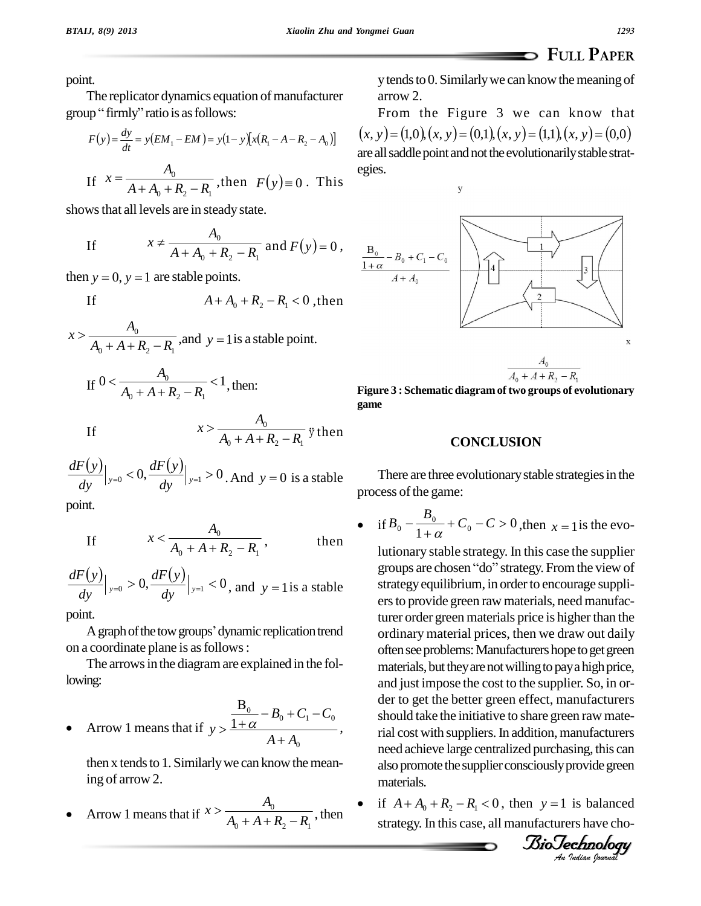point.

The replicator dynamics equation of manufacturer group "firmly" ratio is as follows:

$$F(y) = \frac{dy}{dt} = y(EM_1 - EM) = y(1-y)[x(R_1 - A - R_2 - A_0)]$$

If $x = \frac{A_0}{A + A_0 + R_2 - R_1}$, then $F(y) \equiv 0$. This shows that all levels are in steady state.

If $x \neq \frac{A_0}{A + A_0 + R_2 - R_1}$ and $F(y) = 0$, then $y = 0, y = 1$ are stable points.

If $A + A_0 + R_2 - R_1 < 0$, then $x > \frac{A_0}{A_0 + A + R_2 - R_1}$, and $y = 1$ is a stable point.

If $0 < \frac{A_0}{A_0 + A + R_2 - R_1} < 1$, then:

If $x > \frac{A_0}{A_0 + A + R_2 - R_1}$ ÿ then $\frac{dF(y)}{dy}\Big|_{y=0} < 0, \frac{dF(y)}{dy}\Big|_{y=1} > 0$. And $y = 0$ is a stable point.

If $x < \frac{A_0}{A_0 + A + R_2 - R_1}$, then $\frac{dF(y)}{dy}\Big|_{y=0} > 0, \frac{dF(y)}{dy}\Big|_{y=1} < 0$, and $y = 1$ is a stable point.

A graph of the tow groups' dynamic replication trend on a coordinate plane is as follows :

The arrows in the diagram are explained in the following:

- Arrow 1 means that if $y > \frac{\frac{B_0}{1+\alpha} - B_0 + C_1 - C_0}{A + A_0}$, then x tends to 1. Similarly we can know the meaning of arrow 2.
- Arrow 1 means that if $x > \frac{A_0}{A_0 + A + R_2 - R_1}$, then y tends to 0. Similarly we can know the meaning of arrow 2.

From the Figure 3 we can know that $(x,y) = (1,0), (x,y) = (0,1), (x,y) = (1,1), (x,y) = (0,0)$ are all saddle point and not the evolutionarily stable strategies.

**Figure 3 : Schematic diagram of two groups of evolutionary game**

## CONCLUSION

There are three evolutionary stable strategies in the process of the game:

- if $B_0 - \frac{B_0}{1+\alpha} + C_0 - C > 0$, then $x = 1$ is the evolutionary stable strategy. In this case the supplier groups are chosen "do" strategy. From the view of strategy equilibrium, in order to encourage suppliers to provide green raw materials, need manufacturer order green materials price is higher than the ordinary material prices, then we draw out daily often see problems: Manufacturers hope to get green materials, but they are not willing to pay a high price, and just impose the cost to the supplier. So, in order to get the better green effect, manufacturers should take the initiative to share green raw material cost with suppliers. In addition, manufacturers need achieve large centralized purchasing, this can also promote the supplier consciously provide green materials.
- if $A + A_0 + R_2 - R_1 < 0$, then $y = 1$ is balanced strategy. In this case, all manufacturers have cho-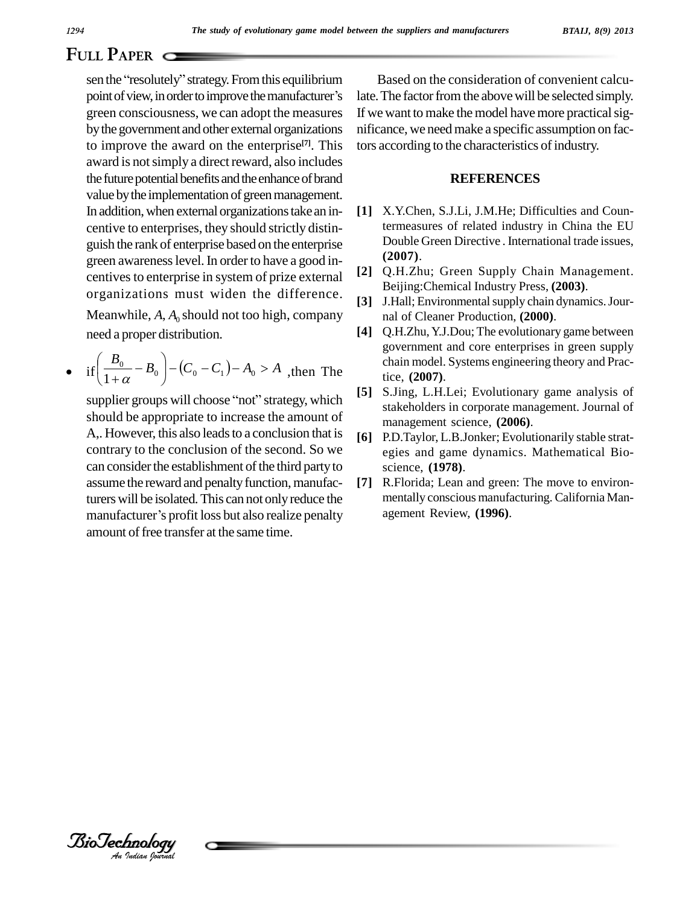sen the "resolutely" strategy. From this equilibrium point of view, in order to improve the manufacturer's green consciousness, we can adopt the measures by the government and other external organizations to improve the award on the enterprise[7]. This award is not simply a direct reward, also includes the future potential benefits and the enhance of brand value by the implementation of green management. In addition, when external organizations take an incentive to enterprises, they should strictly distinguish the rank of enterprise based on the enterprise green awareness level. In order to have a good incentives to enterprise in system of prize external organizations must widen the difference. Meanwhile, $A$, $A_0$ should not too high, company need a proper distribution.

- if $\left(\frac{B_0}{1+\alpha} - B_0\right) - (C_0 - C_1) - A_0 > A$ ,then The supplier groups will choose "not" strategy, which should be appropriate to increase the amount of A,. However, this also leads to a conclusion that is contrary to the conclusion of the second. So we can consider the establishment of the third party to assume the reward and penalty function, manufacturers will be isolated. This can not only reduce the manufacturer's profit loss but also realize penalty amount of free transfer at the same time.

Based on the consideration of convenient calculate. The factor from the above will be selected simply. If we want to make the model have more practical significance, we need make a specific assumption on factors according to the characteristics of industry.

## REFERENCES

[1] X.Y.Chen, S.J.Li, J.M.He; Difficulties and Countermeasures of related industry in China the EU Double Green Directive . International trade issues, **(2007)**.

[2] Q.H.Zhu; Green Supply Chain Management. Beijing:Chemical Industry Press, **(2003)**.

[3] J.Hall; Environmental supply chain dynamics. Journal of Cleaner Production, **(2000)**.

[4] Q.H.Zhu, Y.J.Dou; The evolutionary game between government and core enterprises in green supply chain model. Systems engineering theory and Practice, **(2007)**.

[5] S.Jing, L.H.Lei; Evolutionary game analysis of stakeholders in corporate management. Journal of management science, **(2006)**.

[6] P.D.Taylor, L.B.Jonker; Evolutionarily stable strategies and game dynamics. Mathematical Bioscience, **(1978)**.

[7] R.Florida; Lean and green: The move to environmentally conscious manufacturing. California Management Review, **(1996)**.